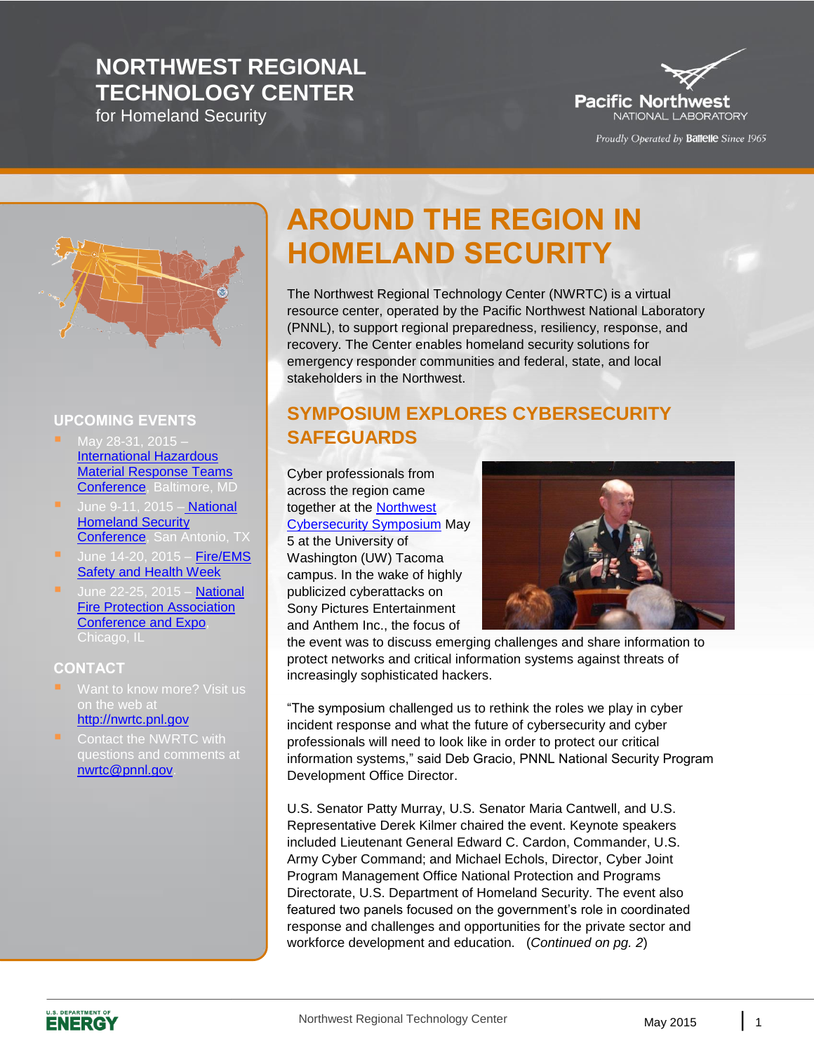# NORTHWEST REGIONAL TECHNOLOGY CENTER

for Homeland Security

Pacific Northwest NATIONAL LABORATORY

*Proudly Operated by Battelle Since 1965*

## UPCOMING EVENTS

- May 28-31, 2015 – International Hazardous Material Response Teams Conference, Baltimore, MD
- June 9-11, 2015 – National Homeland Security Conference, San Antonio, TX
- June 14-20, 2015 – Fire/EMS Safety and Health Week
- June 22-25, 2015 – National Fire Protection Association Conference and Expo, Chicago, IL

## CONTACT

- Want to know more? Visit us on the web at http://nwrtc.pnl.gov
- Contact the NWRTC with questions and comments at nwrtc@pnnl.gov

# AROUND THE REGION IN HOMELAND SECURITY

The Northwest Regional Technology Center (NWRTC) is a virtual resource center, operated by the Pacific Northwest National Laboratory (PNNL), to support regional preparedness, resiliency, response, and recovery. The Center enables homeland security solutions for emergency responder communities and federal, state, and local stakeholders in the Northwest.

## SYMPOSIUM EXPLORES CYBERSECURITY SAFEGUARDS

Cyber professionals from across the region came together at the Northwest Cybersecurity Symposium May 5 at the University of Washington (UW) Tacoma campus. In the wake of highly publicized cyberattacks on Sony Pictures Entertainment and Anthem Inc., the focus of the event was to discuss emerging challenges and share information to protect networks and critical information systems against threats of increasingly sophisticated hackers.

"The symposium challenged us to rethink the roles we play in cyber incident response and what the future of cybersecurity and cyber professionals will need to look like in order to protect our critical information systems," said Deb Gracio, PNNL National Security Program Development Office Director.

U.S. Senator Patty Murray, U.S. Senator Maria Cantwell, and U.S. Representative Derek Kilmer chaired the event. Keynote speakers included Lieutenant General Edward C. Cardon, Commander, U.S. Army Cyber Command; and Michael Echols, Director, Cyber Joint Program Management Office National Protection and Programs Directorate, U.S. Department of Homeland Security. The event also featured two panels focused on the government's role in coordinated response and challenges and opportunities for the private sector and workforce development and education. (*Continued on pg. 2*)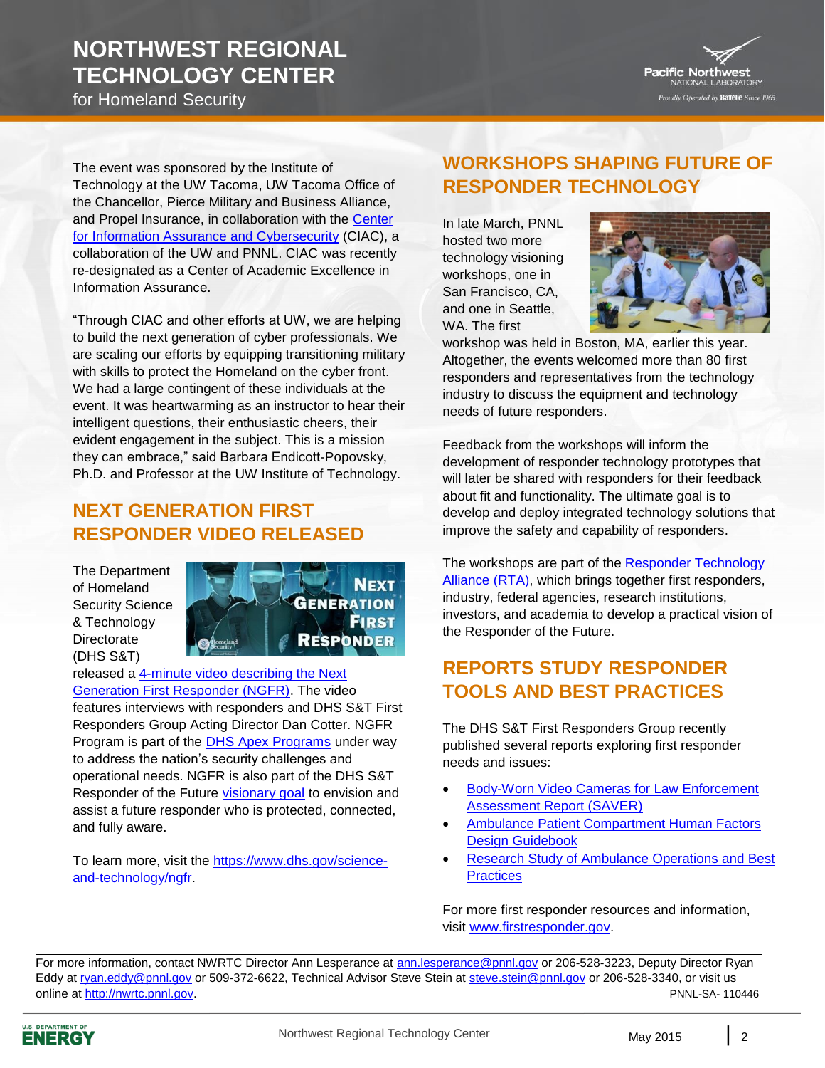The event was sponsored by the Institute of Technology at the UW Tacoma, UW Tacoma Office of the Chancellor, Pierce Military and Business Alliance, and Propel Insurance, in collaboration with the Center for Information Assurance and Cybersecurity (CIAC), a collaboration of the UW and PNNL. CIAC was recently re-designated as a Center of Academic Excellence in Information Assurance.

"Through CIAC and other efforts at UW, we are helping to build the next generation of cyber professionals. We are scaling our efforts by equipping transitioning military with skills to protect the Homeland on the cyber front. We had a large contingent of these individuals at the event. It was heartwarming as an instructor to hear their intelligent questions, their enthusiastic cheers, their evident engagement in the subject. This is a mission they can embrace," said Barbara Endicott-Popovsky, Ph.D. and Professor at the UW Institute of Technology.

## NEXT GENERATION FIRST RESPONDER VIDEO RELEASED

The Department of Homeland Security Science & Technology Directorate (DHS S&T) released a 4-minute video describing the Next Generation First Responder (NGFR). The video features interviews with responders and DHS S&T First Responders Group Acting Director Dan Cotter. NGFR Program is part of the DHS Apex Programs under way to address the nation's security challenges and operational needs. NGFR is also part of the DHS S&T Responder of the Future visionary goal to envision and assist a future responder who is protected, connected, and fully aware.

To learn more, visit the https://www.dhs.gov/science-and-technology/ngfr.

## WORKSHOPS SHAPING FUTURE OF RESPONDER TECHNOLOGY

In late March, PNNL hosted two more technology visioning workshops, one in San Francisco, CA, and one in Seattle, WA. The first workshop was held in Boston, MA, earlier this year. Altogether, the events welcomed more than 80 first responders and representatives from the technology industry to discuss the equipment and technology needs of future responders.

Feedback from the workshops will inform the development of responder technology prototypes that will later be shared with responders for their feedback about fit and functionality. The ultimate goal is to develop and deploy integrated technology solutions that improve the safety and capability of responders.

The workshops are part of the Responder Technology Alliance (RTA), which brings together first responders, industry, federal agencies, research institutions, investors, and academia to develop a practical vision of the Responder of the Future.

## REPORTS STUDY RESPONDER TOOLS AND BEST PRACTICES

The DHS S&T First Responders Group recently published several reports exploring first responder needs and issues:

- Body-Worn Video Cameras for Law Enforcement Assessment Report (SAVER)
- Ambulance Patient Compartment Human Factors Design Guidebook
- Research Study of Ambulance Operations and Best Practices

For more first responder resources and information, visit www.firstresponder.gov.

---

For more information, contact NWRTC Director Ann Lesperance at ann.lesperance@pnnl.gov or 206-528-3223, Deputy Director Ryan Eddy at ryan.eddy@pnnl.gov or 509-372-6622, Technical Advisor Steve Stein at steve.stein@pnnl.gov or 206-528-3340, or visit us online at http://nwrtc.pnnl.gov. PNNL-SA- 110446